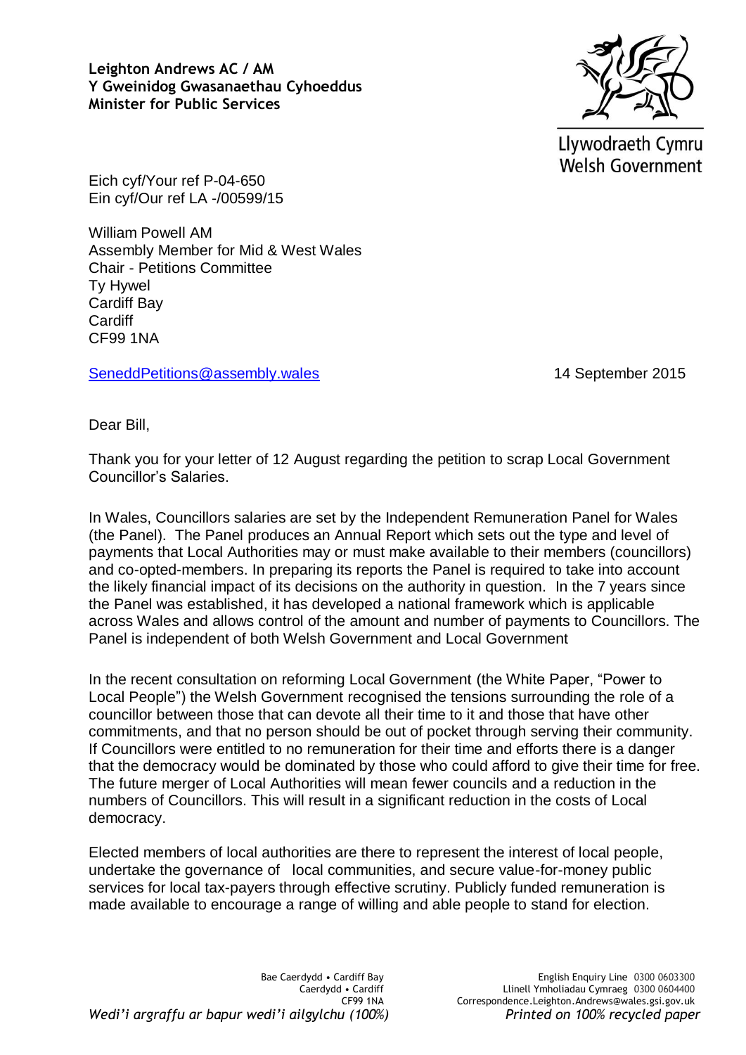**Leighton Andrews AC / AM**
**Y Gweinidog Gwasanaethau Cyhoeddus**
**Minister for Public Services**

Llywodraeth Cymru
Welsh Government

Eich cyf/Your ref P-04-650
Ein cyf/Our ref LA -/00599/15

William Powell AM
Assembly Member for Mid & West Wales
Chair - Petitions Committee
Ty Hywel
Cardiff Bay
Cardiff
CF99 1NA

SeneddPetitions@assembly.wales

14 September 2015

Dear Bill,

Thank you for your letter of 12 August regarding the petition to scrap Local Government Councillor's Salaries.

In Wales, Councillors salaries are set by the Independent Remuneration Panel for Wales (the Panel). The Panel produces an Annual Report which sets out the type and level of payments that Local Authorities may or must make available to their members (councillors) and co-opted-members. In preparing its reports the Panel is required to take into account the likely financial impact of its decisions on the authority in question. In the 7 years since the Panel was established, it has developed a national framework which is applicable across Wales and allows control of the amount and number of payments to Councillors. The Panel is independent of both Welsh Government and Local Government

In the recent consultation on reforming Local Government (the White Paper, "Power to Local People") the Welsh Government recognised the tensions surrounding the role of a councillor between those that can devote all their time to it and those that have other commitments, and that no person should be out of pocket through serving their community. If Councillors were entitled to no remuneration for their time and efforts there is a danger that the democracy would be dominated by those who could afford to give their time for free. The future merger of Local Authorities will mean fewer councils and a reduction in the numbers of Councillors. This will result in a significant reduction in the costs of Local democracy.

Elected members of local authorities are there to represent the interest of local people, undertake the governance of local communities, and secure value-for-money public services for local tax-payers through effective scrutiny. Publicly funded remuneration is made available to encourage a range of willing and able people to stand for election.

Bae Caerdydd • Cardiff Bay
Caerdydd • Cardiff
CF99 1NA

English Enquiry Line 0300 0603300
Llinell Ymholiadau Cymraeg 0300 0604400
Correspondence.Leighton.Andrews@wales.gsi.gov.uk

*Wedi'i argraffu ar bapur wedi'i ailgylchu (100%)*
*Printed on 100% recycled paper*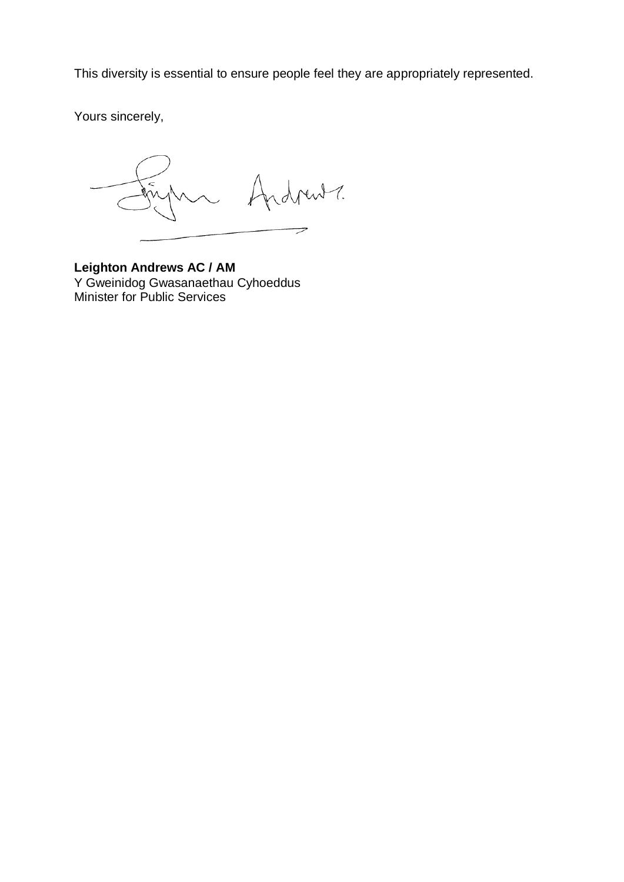This diversity is essential to ensure people feel they are appropriately represented.

Yours sincerely,

**Leighton Andrews AC / AM**
Y Gweinidog Gwasanaethau Cyhoeddus
Minister for Public Services